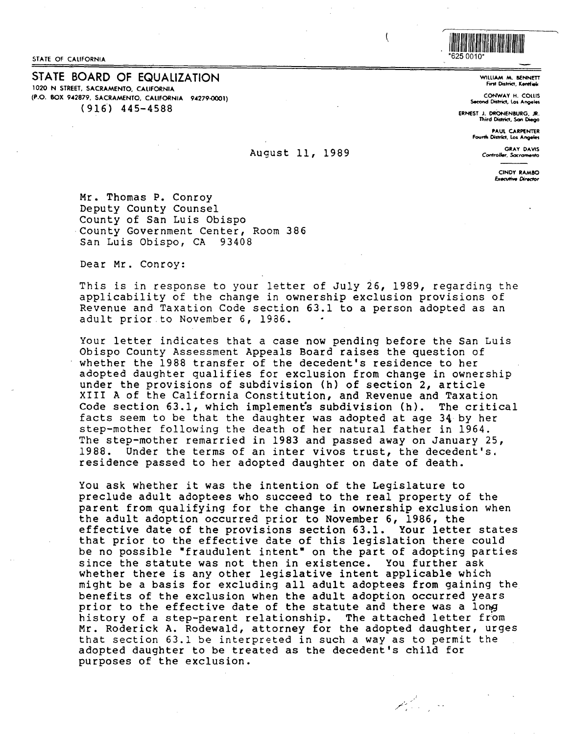STATE OF CALIFORNIA

*625 0010*

## STATE BOARD OF EQUALIZATION

1020 N STREET, SACRAMENTO, CALIFORNIA
(P.O. BOX 942879, SACRAMENTO, CALIFORNIA 94279-0001)
(916) 445-4588

WILLIAM M. BENNETT
First District, Kentfield

CONWAY H. COLLIS
Second District, Los Angeles

ERNEST J. DRONENBURG, JR.
Third District, San Diego

PAUL CARPENTER
Fourth District, Los Angeles

GRAY DAVIS
Controller, Sacramento

CINDY RAMBO
*Executive Director*

August 11, 1989

Mr. Thomas P. Conroy
Deputy County Counsel
County of San Luis Obispo
County Government Center, Room 386
San Luis Obispo, CA 93408

Dear Mr. Conroy:

This is in response to your letter of July 26, 1989, regarding the applicability of the change in ownership exclusion provisions of Revenue and Taxation Code section 63.1 to a person adopted as an adult prior to November 6, 1986.

Your letter indicates that a case now pending before the San Luis Obispo County Assessment Appeals Board raises the question of whether the 1988 transfer of the decedent's residence to her adopted daughter qualifies for exclusion from change in ownership under the provisions of subdivision (h) of section 2, article XIII A of the California Constitution, and Revenue and Taxation Code section 63.1, which implements subdivision (h). The critical facts seem to be that the daughter was adopted at age 34 by her step-mother following the death of her natural father in 1964. The step-mother remarried in 1983 and passed away on January 25, 1988. Under the terms of an inter vivos trust, the decedent's residence passed to her adopted daughter on date of death.

You ask whether it was the intention of the Legislature to preclude adult adoptees who succeed to the real property of the parent from qualifying for the change in ownership exclusion when the adult adoption occurred prior to November 6, 1986, the effective date of the provisions section 63.1. Your letter states that prior to the effective date of this legislation there could be no possible "fraudulent intent" on the part of adopting parties since the statute was not then in existence. You further ask whether there is any other legislative intent applicable which might be a basis for excluding all adult adoptees from gaining the benefits of the exclusion when the adult adoption occurred years prior to the effective date of the statute and there was a long history of a step-parent relationship. The attached letter from Mr. Roderick A. Rodewald, attorney for the adopted daughter, urges that section 63.1 be interpreted in such a way as to permit the adopted daughter to be treated as the decedent's child for purposes of the exclusion.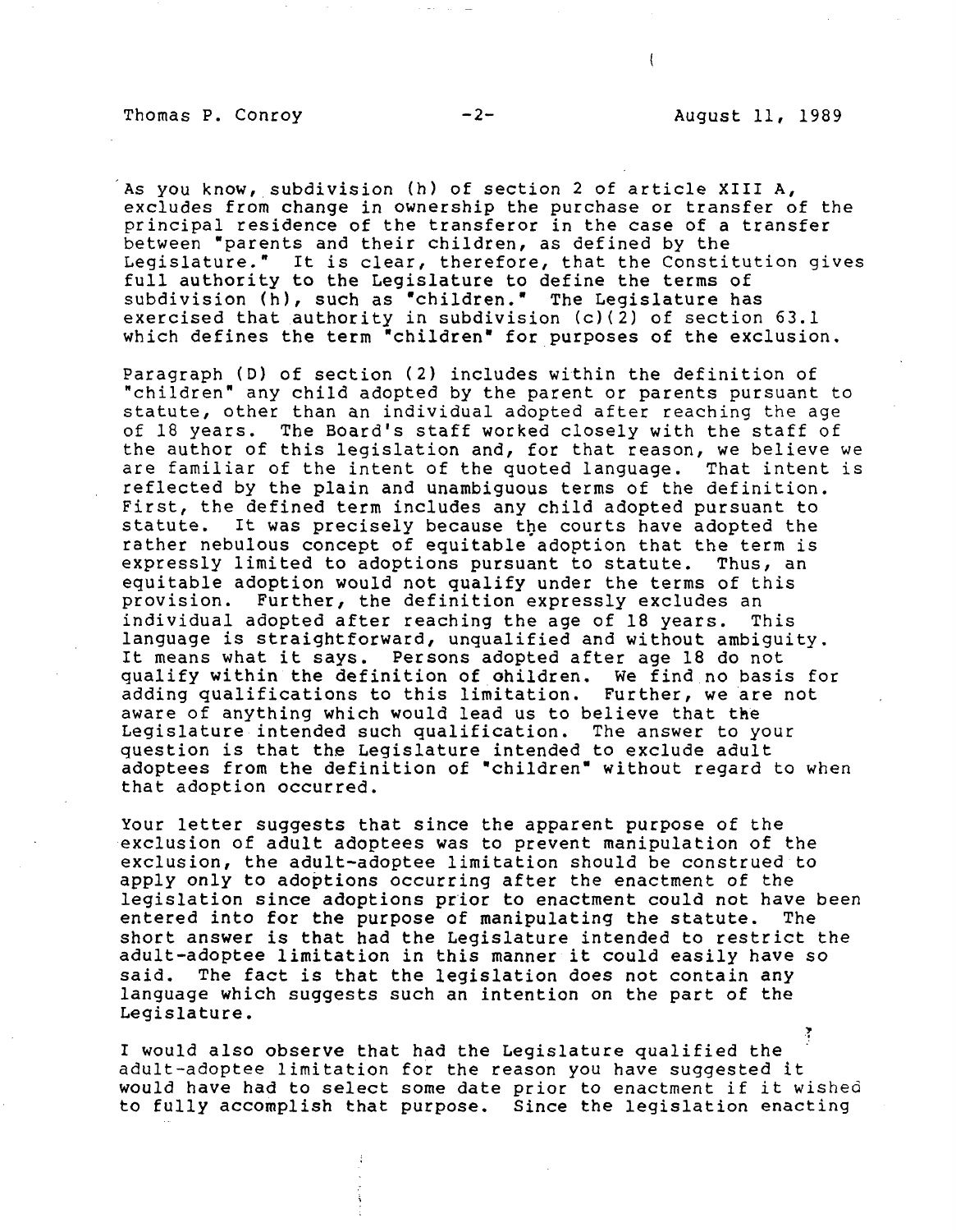As you know, subdivision (h) of section 2 of article XIII A, excludes from change in ownership the purchase or transfer of the principal residence of the transferor in the case of a transfer between "parents and their children, as defined by the Legislature." It is clear, therefore, that the Constitution gives full authority to the Legislature to define the terms of subdivision (h), such as "children." The Legislature has exercised that authority in subdivision (c)(2) of section 63.1 which defines the term "children" for purposes of the exclusion.

Paragraph (D) of section (2) includes within the definition of "children" any child adopted by the parent or parents pursuant to statute, other than an individual adopted after reaching the age of 18 years. The Board's staff worked closely with the staff of the author of this legislation and, for that reason, we believe we are familiar of the intent of the quoted language. That intent is reflected by the plain and unambiguous terms of the definition. First, the defined term includes any child adopted pursuant to statute. It was precisely because the courts have adopted the rather nebulous concept of equitable adoption that the term is expressly limited to adoptions pursuant to statute. Thus, an equitable adoption would not qualify under the terms of this provision. Further, the definition expressly excludes an individual adopted after reaching the age of 18 years. This language is straightforward, unqualified and without ambiguity. It means what it says. Persons adopted after age 18 do not qualify within the definition of children. We find no basis for adding qualifications to this limitation. Further, we are not aware of anything which would lead us to believe that the Legislature intended such qualification. The answer to your question is that the Legislature intended to exclude adult adoptees from the definition of "children" without regard to when that adoption occurred.

Your letter suggests that since the apparent purpose of the exclusion of adult adoptees was to prevent manipulation of the exclusion, the adult-adoptee limitation should be construed to apply only to adoptions occurring after the enactment of the legislation since adoptions prior to enactment could not have been entered into for the purpose of manipulating the statute. The short answer is that had the Legislature intended to restrict the adult-adoptee limitation in this manner it could easily have so said. The fact is that the legislation does not contain any language which suggests such an intention on the part of the Legislature.

I would also observe that had the Legislature qualified the adult-adoptee limitation for the reason you have suggested it would have had to select some date prior to enactment if it wished to fully accomplish that purpose. Since the legislation enacting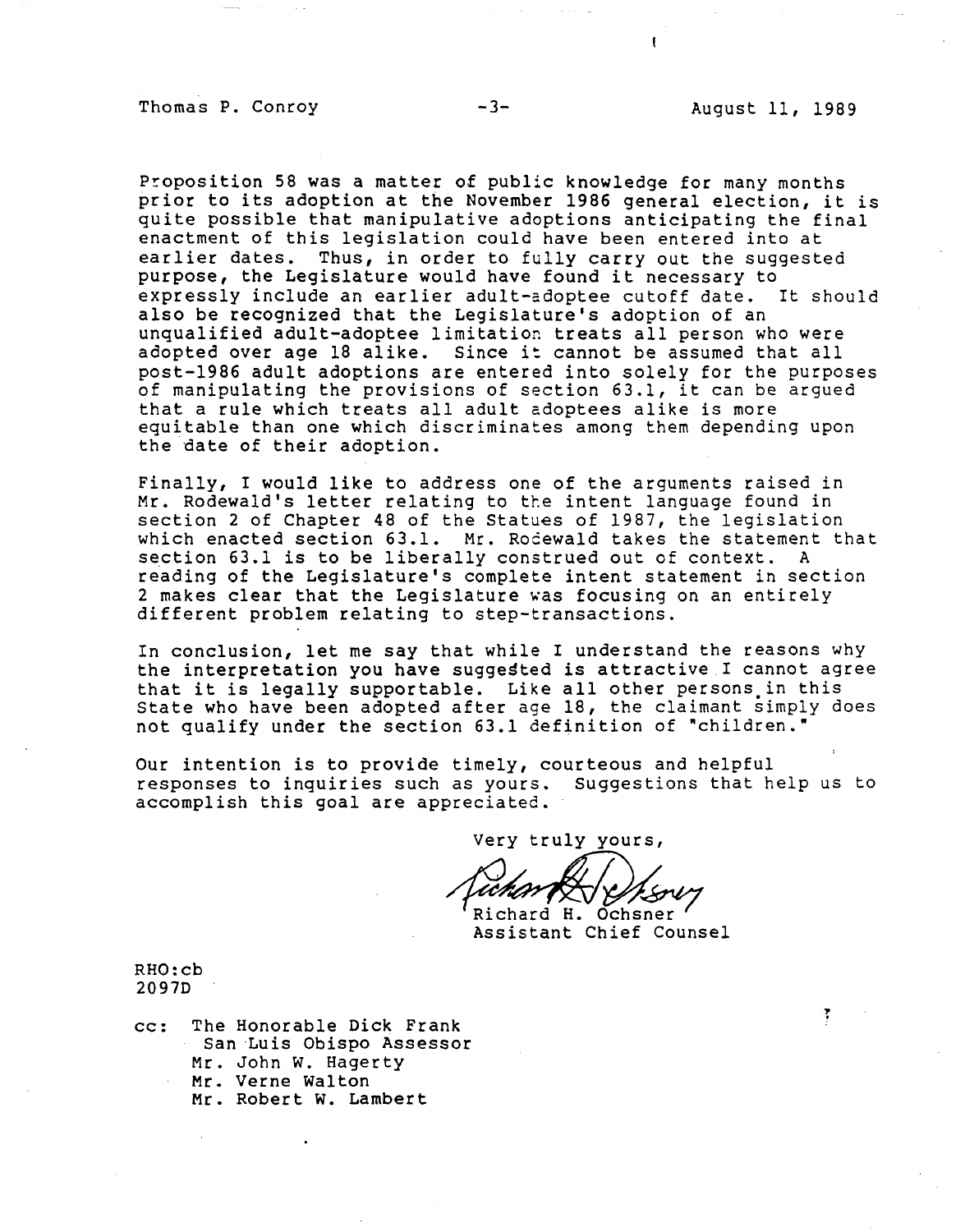Proposition 58 was a matter of public knowledge for many months prior to its adoption at the November 1986 general election, it is quite possible that manipulative adoptions anticipating the final enactment of this legislation could have been entered into at earlier dates. Thus, in order to fully carry out the suggested purpose, the Legislature would have found it necessary to expressly include an earlier adult-adoptee cutoff date. It should also be recognized that the Legislature's adoption of an unqualified adult-adoptee limitation treats all person who were adopted over age 18 alike. Since it cannot be assumed that all post-1986 adult adoptions are entered into solely for the purposes of manipulating the provisions of section 63.1, it can be argued that a rule which treats all adult adoptees alike is more equitable than one which discriminates among them depending upon the date of their adoption.

Finally, I would like to address one of the arguments raised in Mr. Rodewald's letter relating to the intent language found in section 2 of Chapter 48 of the Statues of 1987, the legislation which enacted section 63.1. Mr. Rodewald takes the statement that section 63.1 is to be liberally construed out of context. A reading of the Legislature's complete intent statement in section 2 makes clear that the Legislature was focusing on an entirely different problem relating to step-transactions.

In conclusion, let me say that while I understand the reasons why the interpretation you have suggested is attractive I cannot agree that it is legally supportable. Like all other persons in this State who have been adopted after age 18, the claimant simply does not qualify under the section 63.1 definition of "children."

Our intention is to provide timely, courteous and helpful responses to inquiries such as yours. Suggestions that help us to accomplish this goal are appreciated.

Very truly yours,

Richard H. Ochsner
Assistant Chief Counsel

RHO:cb
2097D

cc: The Honorable Dick Frank
San Luis Obispo Assessor
Mr. John W. Hagerty
Mr. Verne Walton
Mr. Robert W. Lambert